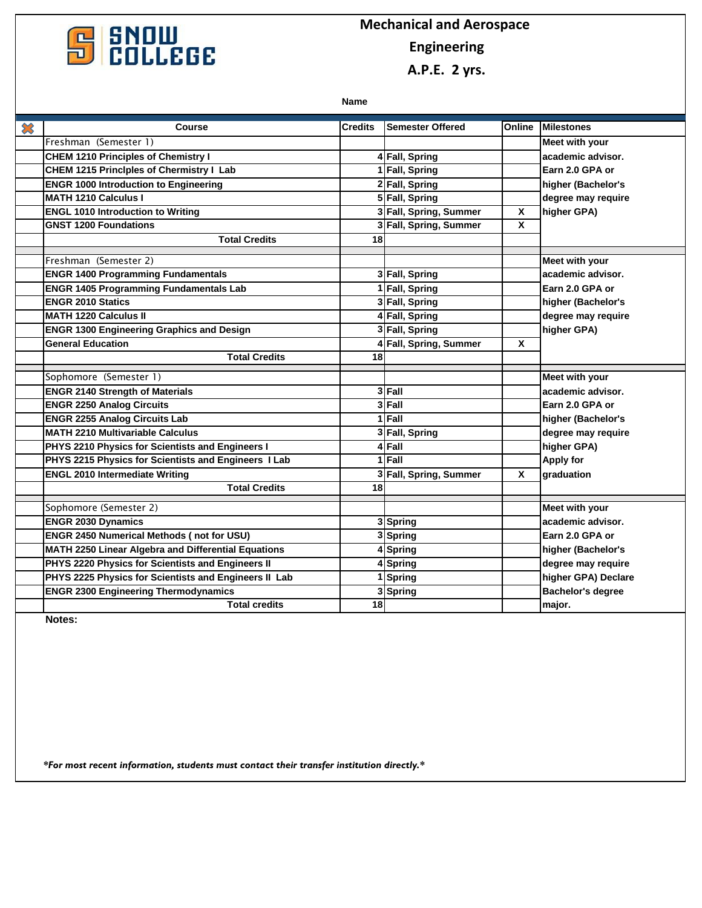# Mechanical and Aerospace Engineering

## A.P.E. 2 yrs.

**Name**

| ✖ | Course | Credits | Semester Offered | Online | Milestones |
|---|---|---|---|---|---|
| | Freshman (Semester 1) | | | | Meet with your academic advisor. Earn 2.0 GPA or higher (Bachelor's degree may require higher GPA) |
| | **CHEM 1210 Principles of Chemistry I** | 4 | Fall, Spring | | |
| | **CHEM 1215 Princlples of Chermistry I Lab** | 1 | Fall, Spring | | |
| | **ENGR 1000 Introduction to Engineering** | 2 | Fall, Spring | | |
| | **MATH 1210 Calculus I** | 5 | Fall, Spring | | |
| | **ENGL 1010 Introduction to Writing** | 3 | Fall, Spring, Summer | X | |
| | **GNST 1200 Foundations** | 3 | Fall, Spring, Summer | X | |
| | **Total Credits** | 18 | | | |
| | Freshman (Semester 2) | | | | Meet with your academic advisor. Earn 2.0 GPA or higher (Bachelor's degree may require higher GPA) |
| | **ENGR 1400 Programming Fundamentals** | 3 | Fall, Spring | | |
| | **ENGR 1405 Programming Fundamentals Lab** | 1 | Fall, Spring | | |
| | **ENGR 2010 Statics** | 3 | Fall, Spring | | |
| | **MATH 1220 Calculus II** | 4 | Fall, Spring | | |
| | **ENGR 1300 Engineering Graphics and Design** | 3 | Fall, Spring | | |
| | **General Education** | 4 | Fall, Spring, Summer | X | |
| | **Total Credits** | 18 | | | |
| | Sophomore (Semester 1) | | | | Meet with your academic advisor. Earn 2.0 GPA or higher (Bachelor's degree may require higher GPA) Apply for graduation |
| | **ENGR 2140 Strength of Materials** | 3 | Fall | | |
| | **ENGR 2250 Analog Circuits** | 3 | Fall | | |
| | **ENGR 2255 Analog Circuits Lab** | 1 | Fall | | |
| | **MATH 2210 Multivariable Calculus** | 3 | Fall, Spring | | |
| | **PHYS 2210 Physics for Scientists and Engineers I** | 4 | Fall | | |
| | **PHYS 2215 Physics for Scientists and Engineers I Lab** | 1 | Fall | | |
| | **ENGL 2010 Intermediate Writing** | 3 | Fall, Spring, Summer | X | |
| | **Total Credits** | 18 | | | |
| | Sophomore (Semester 2) | | | | Meet with your academic advisor. Earn 2.0 GPA or higher (Bachelor's degree may require higher GPA) Declare Bachelor's degree major. |
| | **ENGR 2030 Dynamics** | 3 | Spring | | |
| | **ENGR 2450 Numerical Methods ( not for USU)** | 3 | Spring | | |
| | **MATH 2250 Linear Algebra and Differential Equations** | 4 | Spring | | |
| | **PHYS 2220 Physics for Scientists and Engineers II** | 4 | Spring | | |
| | **PHYS 2225 Physics for Scientists and Engineers II Lab** | 1 | Spring | | |
| | **ENGR 2300 Engineering Thermodynamics** | 3 | Spring | | |
| | **Total credits** | 18 | | | |

**Notes:**

***For most recent information, students must contact their transfer institution directly.***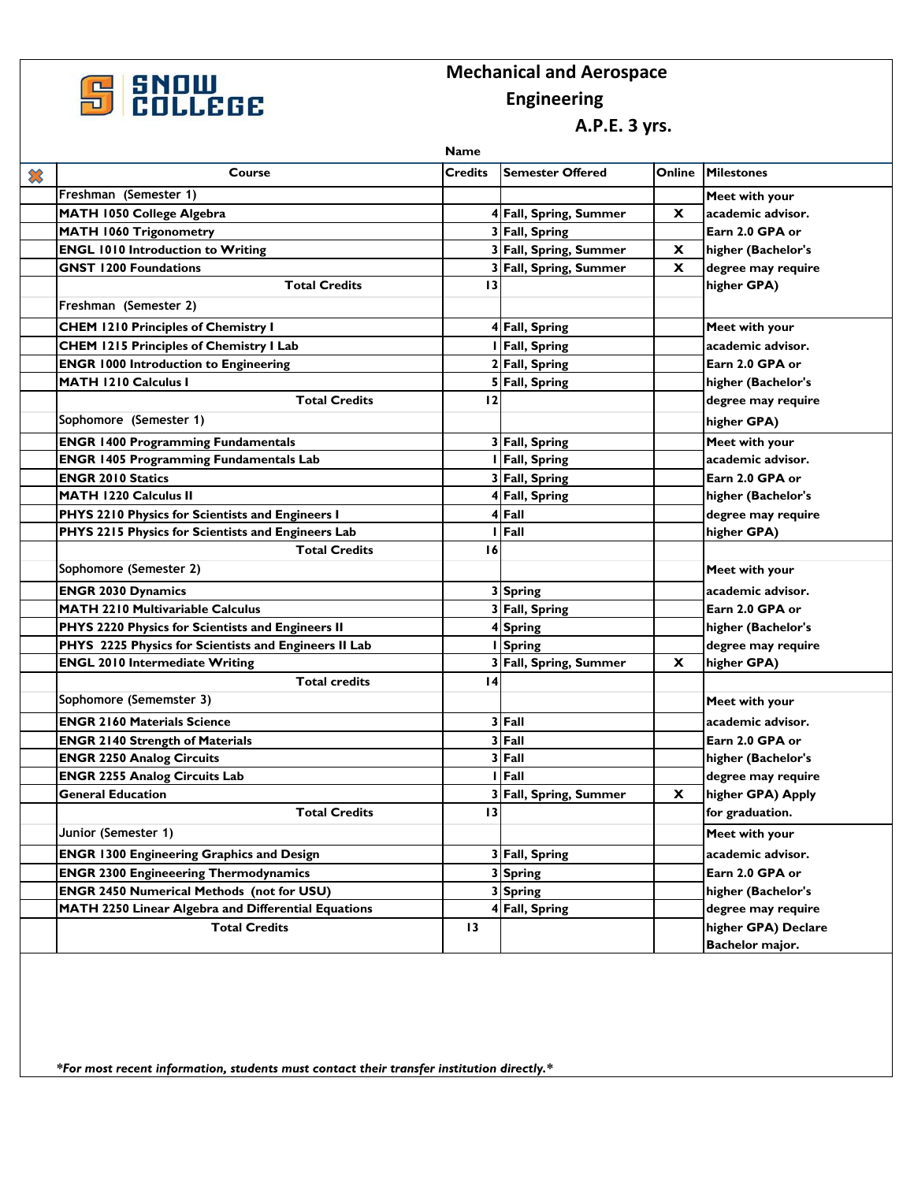# Mechanical and Aerospace Engineering

## A.P.E. 3 yrs.

Name

| ✖ | Course | Credits | Semester Offered | Online | Milestones |
|---|---|---|---|---|---|
| | Freshman (Semester 1) | | | | Meet with your academic advisor. Earn 2.0 GPA or higher (Bachelor's degree may require higher GPA) |
| | **MATH 1050 College Algebra** | 4 | Fall, Spring, Summer | X | |
| | **MATH 1060 Trigonometry** | 3 | Fall, Spring | | |
| | **ENGL 1010 Introduction to Writing** | 3 | Fall, Spring, Summer | X | |
| | **GNST 1200 Foundations** | 3 | Fall, Spring, Summer | X | |
| | **Total Credits** | 13 | | | |
| | Freshman (Semester 2) | | | | |
| | **CHEM 1210 Principles of Chemistry I** | 4 | Fall, Spring | | Meet with your academic advisor. Earn 2.0 GPA or higher (Bachelor's degree may require higher GPA) |
| | **CHEM 1215 Principles of Chemistry I Lab** | 1 | Fall, Spring | | |
| | **ENGR 1000 Introduction to Engineering** | 2 | Fall, Spring | | |
| | **MATH 1210 Calculus I** | 5 | Fall, Spring | | |
| | **Total Credits** | 12 | | | |
| | Sophomore (Semester 1) | | | | |
| | **ENGR 1400 Programming Fundamentals** | 3 | Fall, Spring | | Meet with your academic advisor. Earn 2.0 GPA or higher (Bachelor's degree may require higher GPA) |
| | **ENGR 1405 Programming Fundamentals Lab** | 1 | Fall, Spring | | |
| | **ENGR 2010 Statics** | 3 | Fall, Spring | | |
| | **MATH 1220 Calculus II** | 4 | Fall, Spring | | |
| | **PHYS 2210 Physics for Scientists and Engineers I** | 4 | Fall | | |
| | **PHYS 2215 Physics for Scientists and Engineers Lab** | 1 | Fall | | |
| | **Total Credits** | 16 | | | |
| | Sophomore (Semester 2) | | | | Meet with your academic advisor. Earn 2.0 GPA or higher (Bachelor's degree may require higher GPA) |
| | **ENGR 2030 Dynamics** | 3 | Spring | | |
| | **MATH 2210 Multivariable Calculus** | 3 | Fall, Spring | | |
| | **PHYS 2220 Physics for Scientists and Engineers II** | 4 | Spring | | |
| | **PHYS 2225 Physics for Scientists and Engineers II Lab** | 1 | Spring | | |
| | **ENGL 2010 Intermediate Writing** | 3 | Fall, Spring, Summer | X | |
| | **Total credits** | 14 | | | |
| | Sophomore (Sememster 3) | | | | Meet with your academic advisor. Earn 2.0 GPA or higher (Bachelor's degree may require higher GPA) Apply for graduation. |
| | **ENGR 2160 Materials Science** | 3 | Fall | | |
| | **ENGR 2140 Strength of Materials** | 3 | Fall | | |
| | **ENGR 2250 Analog Circuits** | 3 | Fall | | |
| | **ENGR 2255 Analog Circuits Lab** | 1 | Fall | | |
| | **General Education** | 3 | Fall, Spring, Summer | X | |
| | **Total Credits** | 13 | | | |
| | Junior (Semester 1) | | | | Meet with your academic advisor. Earn 2.0 GPA or higher (Bachelor's degree may require higher GPA) Declare Bachelor major. |
| | **ENGR 1300 Engineering Graphics and Design** | 3 | Fall, Spring | | |
| | **ENGR 2300 Engineeering Thermodynamics** | 3 | Spring | | |
| | **ENGR 2450 Numerical Methods (not for USU)** | 3 | Spring | | |
| | **MATH 2250 Linear Algebra and Differential Equations** | 4 | Fall, Spring | | |
| | **Total Credits** | 13 | | | |

***For most recent information, students must contact their transfer institution directly.***